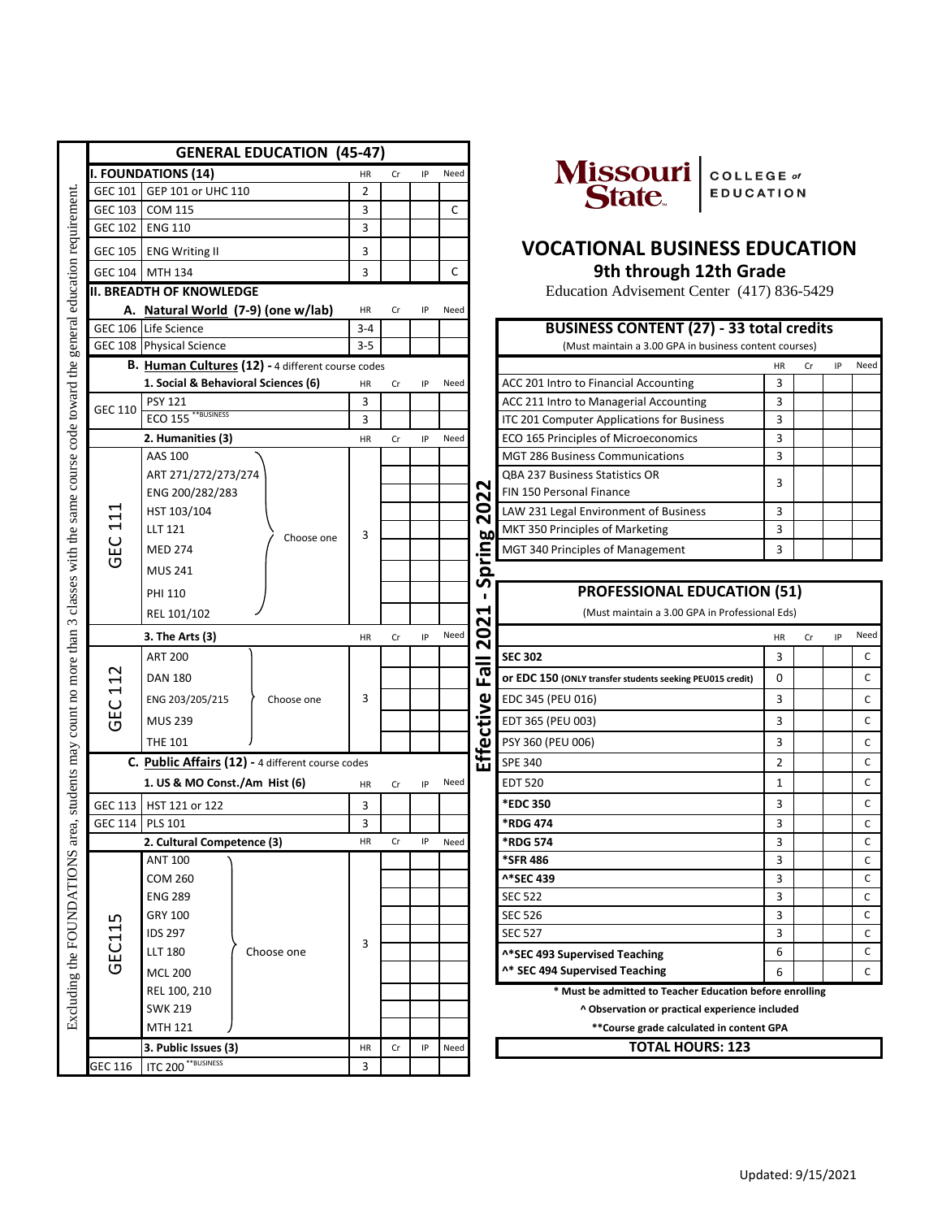# Missouri State COLLEGE of EDUCATION

## VOCATIONAL BUSINESS EDUCATION

### 9th through 12th Grade

Education Advisement Center (417) 836-5429

Effective Fall 2021 - Spring 2022

## GENERAL EDUCATION (45-47)

Excluding the FOUNDATIONS area, students may count no more than 3 classes with the same course code toward the general education requirement.

| I. FOUNDATIONS (14) | | HR | Cr | IP | Need |
|---|---|---|---|---|---|
| GEC 101 | GEP 101 or UHC 110 | 2 | | | |
| GEC 103 | COM 115 | 3 | | | C |
| GEC 102 | ENG 110 | 3 | | | |
| GEC 105 | ENG Writing II | 3 | | | |
| GEC 104 | MTH 134 | 3 | | | C |

**II. BREADTH OF KNOWLEDGE**

| A. Natural World (7-9) (one w/lab) | | HR | Cr | IP | Need |
|---|---|---|---|---|---|
| GEC 106 | Life Science | 3-4 | | | |
| GEC 108 | Physical Science | 3-5 | | | |

**B. Human Cultures (12)** - 4 different course codes

| 1. Social & Behavioral Sciences (6) | | HR | Cr | IP | Need |
|---|---|---|---|---|---|
| GEC 110 | PSY 121 | 3 | | | |
| | ECO 155 **BUSINESS | 3 | | | |

| 2. Humanities (3) — GEC 111 (Choose one) | HR | Cr | IP | Need |
|---|---|---|---|---|
| AAS 100 | 3 | | | |
| ART 271/272/273/274 | | | | |
| ENG 200/282/283 | | | | |
| HST 103/104 | | | | |
| LLT 121 | | | | |
| MED 274 | | | | |
| MUS 241 | | | | |
| PHI 110 | | | | |
| REL 101/102 | | | | |

| 3. The Arts (3) — GEC 112 (Choose one) | HR | Cr | IP | Need |
|---|---|---|---|---|
| ART 200 | 3 | | | |
| DAN 180 | | | | |
| ENG 203/205/215 | | | | |
| MUS 239 | | | | |
| THE 101 | | | | |

**C. Public Affairs (12)** - 4 different course codes

| 1. US & MO Const./Am Hist (6) | | HR | Cr | IP | Need |
|---|---|---|---|---|---|
| GEC 113 | HST 121 or 122 | 3 | | | |
| GEC 114 | PLS 101 | 3 | | | |

| 2. Cultural Competence (3) — GEC115 (Choose one) | HR | Cr | IP | Need |
|---|---|---|---|---|
| ANT 100 | 3 | | | |
| COM 260 | | | | |
| ENG 289 | | | | |
| GRY 100 | | | | |
| IDS 297 | | | | |
| LLT 180 | | | | |
| MCL 200 | | | | |
| REL 100, 210 | | | | |
| SWK 219 | | | | |
| MTH 121 | | | | |

| 3. Public Issues (3) | | HR | Cr | IP | Need |
|---|---|---|---|---|---|
| GEC 116 | ITC 200 **BUSINESS | 3 | | | |

## BUSINESS CONTENT (27) - 33 total credits

(Must maintain a 3.00 GPA in business content courses)

| | HR | Cr | IP | Need |
|---|---|---|---|---|
| ACC 201 Intro to Financial Accounting | 3 | | | |
| ACC 211 Intro to Managerial Accounting | 3 | | | |
| ITC 201 Computer Applications for Business | 3 | | | |
| ECO 165 Principles of Microeconomics | 3 | | | |
| MGT 286 Business Communications | 3 | | | |
| QBA 237 Business Statistics OR FIN 150 Personal Finance | 3 | | | |
| LAW 231 Legal Environment of Business | 3 | | | |
| MKT 350 Principles of Marketing | 3 | | | |
| MGT 340 Principles of Management | 3 | | | |

## PROFESSIONAL EDUCATION (51)

(Must maintain a 3.00 GPA in Professional Eds)

| | HR | Cr | IP | Need |
|---|---|---|---|---|
| **SEC 302** | 3 | | | C |
| **or EDC 150** (ONLY transfer students seeking PEU015 credit) | 0 | | | C |
| EDC 345 (PEU 016) | 3 | | | C |
| EDT 365 (PEU 003) | 3 | | | C |
| PSY 360 (PEU 006) | 3 | | | C |
| SPE 340 | 2 | | | C |
| EDT 520 | 1 | | | C |
| ***EDC 350** | 3 | | | C |
| ***RDG 474** | 3 | | | C |
| ***RDG 574** | 3 | | | C |
| ***SFR 486** | 3 | | | C |
| **^*SEC 439** | 3 | | | C |
| SEC 522 | 3 | | | C |
| SEC 526 | 3 | | | C |
| SEC 527 | 3 | | | C |
| **^*SEC 493 Supervised Teaching** | 6 | | | C |
| **^* SEC 494 Supervised Teaching** | 6 | | | C |

**\* Must be admitted to Teacher Education before enrolling**

**^ Observation or practical experience included**

****Course grade calculated in content GPA**

**TOTAL HOURS: 123**

Updated: 9/15/2021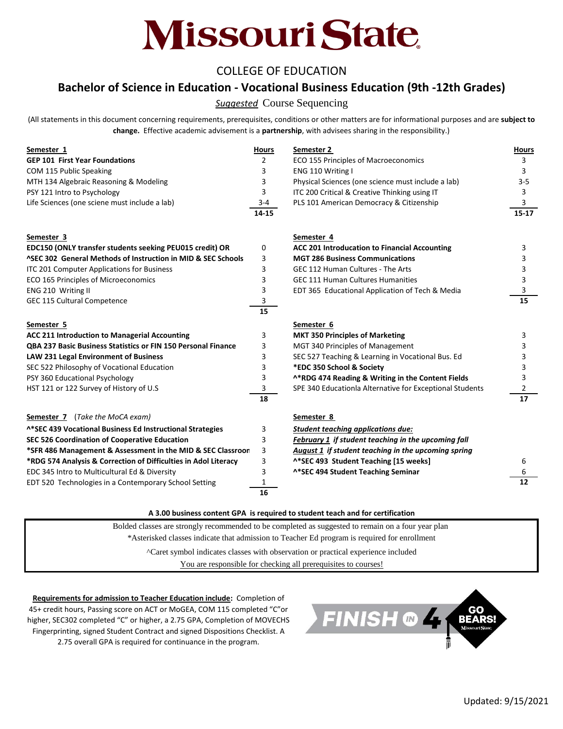# Missouri State

## COLLEGE OF EDUCATION

## Bachelor of Science in Education - Vocational Business Education (9th -12th Grades)

*Suggested* Course Sequencing

(All statements in this document concerning requirements, prerequisites, conditions or other matters are for informational purposes and are **subject to change.** Effective academic advisement is a **partnership**, with advisees sharing in the responsibility.)

| Semester 1 | Hours | Semester 2 | Hours |
|---|---|---|---|
| **GEP 101 First Year Foundations** | 2 | ECO 155 Principles of Macroeconomics | 3 |
| COM 115 Public Speaking | 3 | ENG 110 Writing I | 3 |
| MTH 134 Algebraic Reasoning & Modeling | 3 | Physical Sciences (one science must include a lab) | 3-5 |
| PSY 121 Intro to Psychology | 3 | ITC 200 Critical & Creative Thinking using IT | 3 |
| Life Sciences (one sciene must include a lab) | 3-4 | PLS 101 American Democracy & Citizenship | 3 |
| | 14-15 | | 15-17 |

| Semester 3 | Hours | Semester 4 | Hours |
|---|---|---|---|
| **EDC150 (ONLY transfer students seeking PEU015 credit) OR** | 0 | **ACC 201 Introduction to Financial Accounting** | 3 |
| **^SEC 302 General Methods of Instruction in MID & SEC Schools** | 3 | **MGT 286 Business Communications** | 3 |
| ITC 201 Computer Applications for Business | 3 | GEC 112 Human Cultures - The Arts | 3 |
| ECO 165 Principles of Microeconomics | 3 | GEC 111 Human Cultures Humanities | 3 |
| ENG 210 Writing II | 3 | EDT 365 Educational Application of Tech & Media | 3 |
| GEC 115 Cultural Competence | 3 | | 15 |
| | 15 | | |

| Semester 5 | Hours | Semester 6 | Hours |
|---|---|---|---|
| **ACC 211 Introduction to Managerial Accounting** | 3 | **MKT 350 Principles of Marketing** | 3 |
| **QBA 237 Basic Business Statistics or FIN 150 Personal Finance** | 3 | MGT 340 Principles of Management | 3 |
| **LAW 231 Legal Environment of Business** | 3 | SEC 527 Teaching & Learning in Vocational Bus. Ed | 3 |
| SEC 522 Philosophy of Vocational Education | 3 | ***EDC 350 School & Society** | 3 |
| PSY 360 Educational Psychology | 3 | **^*RDG 474 Reading & Writing in the Content Fields** | 3 |
| HST 121 or 122 Survey of History of U.S | 3 | SPE 340 Educationla Alternative for Exceptional Students | 2 |
| | 18 | | 17 |

| Semester 7 (*Take the MoCA exam*) | Hours | Semester 8 | Hours |
|---|---|---|---|
| **^*SEC 439 Vocational Business Ed Instructional Strategies** | 3 | ***Student teaching applications due:*** | |
| **SEC 526 Coordination of Cooperative Education** | 3 | ***February 1 if student teaching in the upcoming fall*** | |
| ***SFR 486 Management & Assessment in the MID & SEC Classroom** | 3 | ***August 1 if student teaching in the upcoming spring*** | |
| ***RDG 574 Analysis & Correction of Difficulties in Adol Literacy** | 3 | **^*SEC 493 Student Teaching [15 weeks]** | 6 |
| EDC 345 Intro to Multicultural Ed & Diversity | 3 | **^*SEC 494 Student Teaching Seminar** | 6 |
| EDT 520 Technologies in a Contemporary School Setting | 1 | | 12 |
| | 16 | | |

**A 3.00 business content GPA is required to student teach and for certification**

Bolded classes are strongly recommended to be completed as suggested to remain on a four year plan

*Asterisked classes indicate that admission to Teacher Ed program is required for enrollment

^Caret symbol indicates classes with observation or practical experience included

You are responsible for checking all prerequisites to courses!

**Requirements for admission to Teacher Education include:** Completion of 45+ credit hours, Passing score on ACT or MoGEA, COM 115 completed "C"or higher, SEC302 completed "C" or higher, a 2.75 GPA, Completion of MOVECHS Fingerprinting, signed Student Contract and signed Dispositions Checklist. A 2.75 overall GPA is required for continuance in the program.

FINISH IN 4 GO BEARS! Missouri State

Updated: 9/15/2021